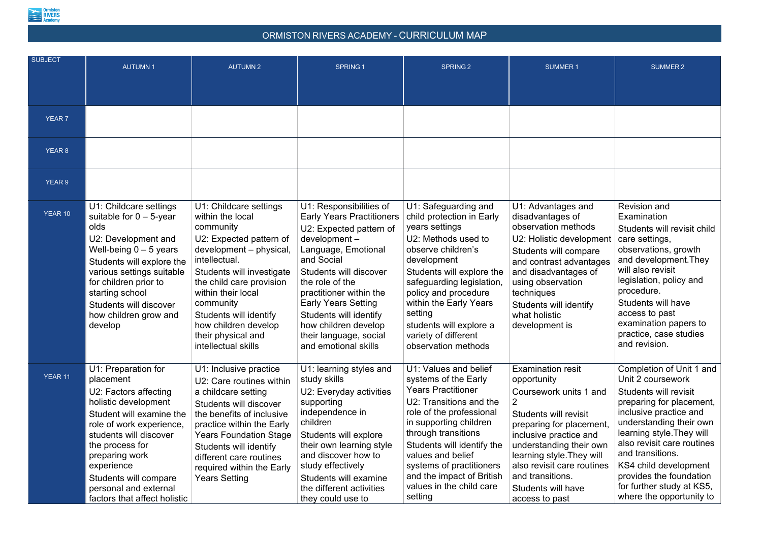# ORMISTON RIVERS ACADEMY - CURRICULUM MAP

| SUBJECT | AUTUMN 1 | AUTUMN 2 | SPRING 1 | SPRING 2 | SUMMER 1 | SUMMER 2 |
|---|---|---|---|---|---|---|
| YEAR 7 | | | | | | |
| YEAR 8 | | | | | | |
| YEAR 9 | | | | | | |
| YEAR 10 | U1: Childcare settings suitable for 0 – 5-year olds<br>U2: Development and Well-being 0 – 5 years<br>Students will explore the various settings suitable for children prior to starting school<br>Students will discover how children grow and develop | U1: Childcare settings within the local community<br>U2: Expected pattern of development – physical, intellectual.<br>Students will investigate the child care provision within their local community<br>Students will identify how children develop their physical and intellectual skills | U1: Responsibilities of Early Years Practitioners<br>U2: Expected pattern of development – Language, Emotional and Social<br>Students will discover the role of the practitioner within the Early Years Setting<br>Students will identify how children develop their language, social and emotional skills | U1: Safeguarding and child protection in Early years settings<br>U2: Methods used to observe children's development<br>Students will explore the safeguarding legislation, policy and procedure within the Early Years setting<br>students will explore a variety of different observation methods | U1: Advantages and disadvantages of observation methods<br>U2: Holistic development<br>Students will compare and contrast advantages and disadvantages of using observation techniques<br>Students will identify what holistic development is | Revision and Examination<br>Students will revisit child care settings, observations, growth and development.They will also revisit legislation, policy and procedure.<br>Students will have access to past examination papers to practice, case studies and revision. |
| YEAR 11 | U1: Preparation for placement<br>U2: Factors affecting holistic development<br>Student will examine the role of work experience, students will discover the process for preparing work experience<br>Students will compare personal and external factors that affect holistic | U1: Inclusive practice<br>U2: Care routines within a childcare setting<br>Students will discover the benefits of inclusive practice within the Early Years Foundation Stage<br>Students will identify different care routines required within the Early Years Setting | U1: learning styles and study skills<br>U2: Everyday activities supporting independence in children<br>Students will explore their own learning style and discover how to study effectively<br>Students will examine the different activities they could use to | U1: Values and belief systems of the Early Years Practitioner<br>U2: Transitions and the role of the professional in supporting children through transitions<br>Students will identify the values and belief systems of practitioners and the impact of British values in the child care setting | Examination resit opportunity<br>Coursework units 1 and 2<br>Students will revisit preparing for placement, inclusive practice and understanding their own learning style.They will also revisit care routines and transitions.<br>Students will have access to past | Completion of Unit 1 and Unit 2 coursework<br>Students will revisit preparing for placement, inclusive practice and understanding their own learning style.They will also revisit care routines and transitions.<br>KS4 child development provides the foundation for further study at KS5, where the opportunity to |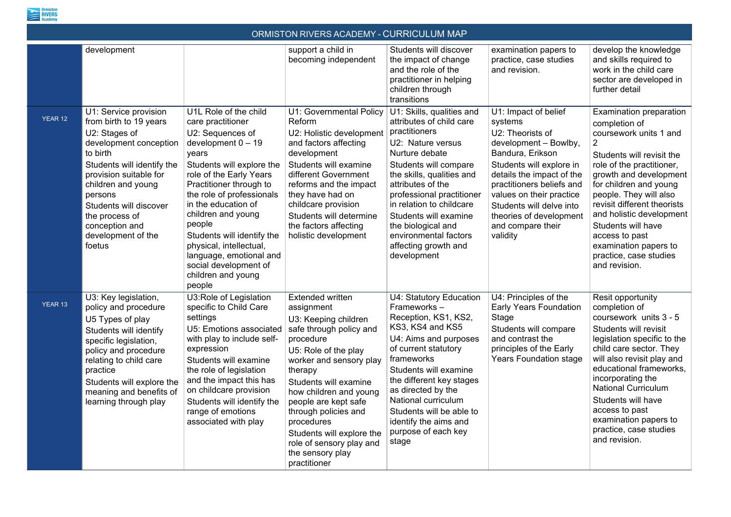# ORMISTON RIVERS ACADEMY - CURRICULUM MAP

| | | | | | | |
|---|---|---|---|---|---|---|
| | development | | support a child in becoming independent | Students will discover the impact of change and the role of the practitioner in helping children through transitions | examination papers to practice, case studies and revision. | develop the knowledge and skills required to work in the child care sector are developed in further detail |
| YEAR 12 | U1: Service provision from birth to 19 years<br>U2: Stages of development conception to birth<br>Students will identify the provision suitable for children and young persons<br>Students will discover the process of conception and development of the foetus | U1L Role of the child care practitioner<br>U2: Sequences of development 0 – 19 years<br>Students will explore the role of the Early Years Practitioner through to the role of professionals in the education of children and young people<br>Students will identify the physical, intellectual, language, emotional and social development of children and young people | U1: Governmental Policy Reform<br>U2: Holistic development and factors affecting development<br>Students will examine different Government reforms and the impact they have had on childcare provision<br>Students will determine the factors affecting holistic development | U1: Skills, qualities and attributes of child care practitioners<br>U2: Nature versus Nurture debate<br>Students will compare the skills, qualities and attributes of the professional practitioner in relation to childcare<br>Students will examine the biological and environmental factors affecting growth and development | U1: Impact of belief systems<br>U2: Theorists of development – Bowlby, Bandura, Erikson<br>Students will explore in details the impact of the practitioners beliefs and values on their practice<br>Students will delve into theories of development and compare their validity | Examination preparation completion of coursework units 1 and 2<br>Students will revisit the role of the practitioner, growth and development for children and young people. They will also revisit different theorists and holistic development<br>Students will have access to past examination papers to practice, case studies and revision. |
| YEAR 13 | U3: Key legislation, policy and procedure<br>U5 Types of play<br>Students will identify specific legislation, policy and procedure relating to child care practice<br>Students will explore the meaning and benefits of learning through play | U3:Role of Legislation specific to Child Care settings<br>U5: Emotions associated with play to include self-expression<br>Students will examine the role of legislation and the impact this has on childcare provision<br>Students will identify the range of emotions associated with play | Extended written assignment<br>U3: Keeping children safe through policy and procedure<br>U5: Role of the play worker and sensory play therapy<br>Students will examine how children and young people are kept safe through policies and procedures<br>Students will explore the role of sensory play and the sensory play practitioner | U4: Statutory Education Frameworks – Reception, KS1, KS2, KS3, KS4 and KS5<br>U4: Aims and purposes of current statutory frameworks<br>Students will examine the different key stages as directed by the National curriculum<br>Students will be able to identify the aims and purpose of each key stage | U4: Principles of the Early Years Foundation Stage<br>Students will compare and contrast the principles of the Early Years Foundation stage | Resit opportunity completion of coursework units 3 - 5<br>Students will revisit legislation specific to the child care sector. They will also revisit play and educational frameworks, incorporating the National Curriculum<br>Students will have access to past examination papers to practice, case studies and revision. |